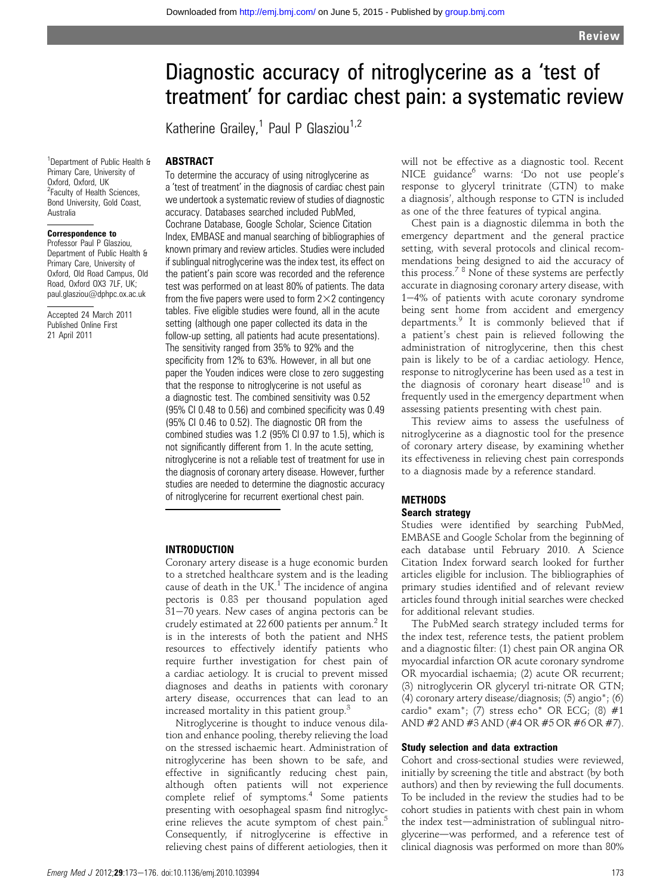# Diagnostic accuracy of nitroglycerine as a 'test of treatment' for cardiac chest pain: a systematic review

Katherine Grailey,[1] Paul P Glasziou[1,2]

[1]Department of Public Health & Primary Care, University of Oxford, Oxford, UK
[2]Faculty of Health Sciences, Bond University, Gold Coast, Australia

**Correspondence to**
Professor Paul P Glasziou, Department of Public Health & Primary Care, University of Oxford, Old Road Campus, Old Road, Oxford OX3 7LF, UK; paul.glasziou@dphpc.ox.ac.uk

Accepted 24 March 2011
Published Online First 21 April 2011

## ABSTRACT

To determine the accuracy of using nitroglycerine as a 'test of treatment' in the diagnosis of cardiac chest pain we undertook a systematic review of studies of diagnostic accuracy. Databases searched included PubMed, Cochrane Database, Google Scholar, Science Citation Index, EMBASE and manual searching of bibliographies of known primary and review articles. Studies were included if sublingual nitroglycerine was the index test, its effect on the patient's pain score was recorded and the reference test was performed on at least 80% of patients. The data from the five papers were used to form 2×2 contingency tables. Five eligible studies were found, all in the acute setting (although one paper collected its data in the follow-up setting, all patients had acute presentations). The sensitivity ranged from 35% to 92% and the specificity from 12% to 63%. However, in all but one paper the Youden indices were close to zero suggesting that the response to nitroglycerine is not useful as a diagnostic test. The combined sensitivity was 0.52 (95% CI 0.48 to 0.56) and combined specificity was 0.49 (95% CI 0.46 to 0.52). The diagnostic OR from the combined studies was 1.2 (95% CI 0.97 to 1.5), which is not significantly different from 1. In the acute setting, nitroglycerine is not a reliable test of treatment for use in the diagnosis of coronary artery disease. However, further studies are needed to determine the diagnostic accuracy of nitroglycerine for recurrent exertional chest pain.

## INTRODUCTION

Coronary artery disease is a huge economic burden to a stretched healthcare system and is the leading cause of death in the UK.[1] The incidence of angina pectoris is 0.83 per thousand population aged 31–70 years. New cases of angina pectoris can be crudely estimated at 22 600 patients per annum.[2] It is in the interests of both the patient and NHS resources to effectively identify patients who require further investigation for chest pain of a cardiac aetiology. It is crucial to prevent missed diagnoses and deaths in patients with coronary artery disease, occurrences that can lead to an increased mortality in this patient group.[3]

Nitroglycerine is thought to induce venous dilatation and enhance pooling, thereby relieving the load on the stressed ischaemic heart. Administration of nitroglycerine has been shown to be safe, and effective in significantly reducing chest pain, although often patients will not experience complete relief of symptoms.[4] Some patients presenting with oesophageal spasm find nitroglycerine relieves the acute symptom of chest pain.[5] Consequently, if nitroglycerine is effective in relieving chest pains of different aetiologies, then it will not be effective as a diagnostic tool. Recent NICE guidance[6] warns: 'Do not use people's response to glyceryl trinitrate (GTN) to make a diagnosis', although response to GTN is included as one of the three features of typical angina.

Chest pain is a diagnostic dilemma in both the emergency department and the general practice setting, with several protocols and clinical recommendations being designed to aid the accuracy of this process.[7,8] None of these systems are perfectly accurate in diagnosing coronary artery disease, with 1–4% of patients with acute coronary syndrome being sent home from accident and emergency departments.[9] It is commonly believed that if a patient's chest pain is relieved following the administration of nitroglycerine, then this chest pain is likely to be of a cardiac aetiology. Hence, response to nitroglycerine has been used as a test in the diagnosis of coronary heart disease[10] and is frequently used in the emergency department when assessing patients presenting with chest pain.

This review aims to assess the usefulness of nitroglycerine as a diagnostic tool for the presence of coronary artery disease, by examining whether its effectiveness in relieving chest pain corresponds to a diagnosis made by a reference standard.

## METHODS

### Search strategy

Studies were identified by searching PubMed, EMBASE and Google Scholar from the beginning of each database until February 2010. A Science Citation Index forward search looked for further articles eligible for inclusion. The bibliographies of primary studies identified and of relevant review articles found through initial searches were checked for additional relevant studies.

The PubMed search strategy included terms for the index test, reference tests, the patient problem and a diagnostic filter: (1) chest pain OR angina OR myocardial infarction OR acute coronary syndrome OR myocardial ischaemia; (2) acute OR recurrent; (3) nitroglycerin OR glyceryl tri-nitrate OR GTN; (4) coronary artery disease/diagnosis; (5) angio*; (6) cardio* exam*; (7) stress echo* OR ECG; (8) #1 AND #2 AND #3 AND (#4 OR #5 OR #6 OR #7).

### Study selection and data extraction

Cohort and cross-sectional studies were reviewed, initially by screening the title and abstract (by both authors) and then by reviewing the full documents. To be included in the review the studies had to be cohort studies in patients with chest pain in whom the index test—administration of sublingual nitroglycerine—was performed, and a reference test of clinical diagnosis was performed on more than 80%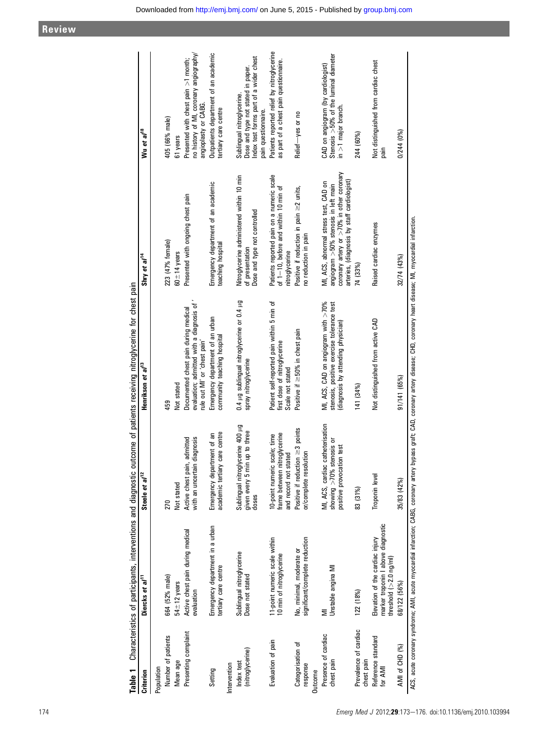**Table 1** Characteristics of participants, interventions and diagnostic outcome of patients receiving nitroglycerine for chest pain

| Criterion | Diercks et al[11] | Steele et al[12] | Henrikson et al[13] | Shry et al[14] | Wu et al[18] |
|---|---|---|---|---|---|
| **Population** | | | | | |
| Number of patients | 664 (52% male) | 270 | 459 | 223 (47% female) | 405 (66% male) |
| Mean age | 54±12 years | Not stated | Not stated | 60±14 years | 61 years |
| Presenting complaint | Active chest pain during medical evaluation | Active chest pain, admitted with an uncertain diagnosis | Documented chest pain during medical evaluation; admitted with a diagnosis of 'rule out MI' or 'chest pain' | Presented with ongoing chest pain | Presented with chest pain >1 month; no history of MI, coronary angiography/angioplasty or CABG. |
| Setting | Emergency department in a urban tertiary care centre | Emergency department of an academic tertiary care centre | Emergency department of an urban community teaching hospital | Emergency department of an academic teaching hospital | Outpatients department of an academic tertiary care centre |
| **Intervention** | | | | | |
| Index test (nitroglycerine) | Sublingual nitroglycerine<br>Dose not stated | Sublingual nitroglycerine 400 µg given every 5 min up to three doses | 0.4 µg sublingual nitroglycerine or 0.4 µg spray nitroglycerine | Nitroglycerine administered within 10 min of presentation<br>Dose and type not controlled | Sublingual nitroglycerine.<br>Dose and type not stated in paper.<br>Index test forms part of a wider chest pain questionnaire. |
| Evaluation of pain | 11-point numeric scale within 10 min of nitroglycerine | 10-point numeric scale; time frame between nitroglycerine and record not stated | Patient self-reported pain within 5 min of first dose of nitroglycerine<br>Scale not stated | Patients reported pain on a numeric scale of 1–10, before and within 10 min of nitroglycerine | Patients reported relief by nitroglycerine as part of a chest pain questionnaire. |
| Categorisation of response | No, minimal, moderate or significant/complete reduction | Positive if reduction ≥3 points or/complete resolution | Positive if ≥50% in chest pain | Positive if reduction in pain ≥2 units, no reduction in pain | Relief—yes or no |
| **Outcome** | | | | | |
| Presence of cardiac chest pain | MI<br>Unstable angina MI | MI, ACS, cardiac catheterisation showing >70% stenosis or positive provocation test | MI, ACS, CAD on angiogram with >70% stenosis, positive exercise tolerance test (diagnosis by attending physician) | MI, ACS, abnormal stress test, CAD on angiogram >50% stenosis in left main coronary artery or >70% in other coronary arteries, (diagnosis by staff cardiologist) | CAD on angiogram (by cardiologist)<br>Stenosis >50% of the luminal diameter in >1 major branch. |
| Prevalence of cardiac chest pain | 122 (18%) | 83 (31%) | 141 (34%) | 74 (33%) | 244 (60%) |
| Reference standard for AMI | Elevation of the cardiac injury marker troponin I above diagnostic threshold (>2.0 ng/ml) | Troponin level | Not distinguished from active CAD | Raised cardiac enzymes | Not distinguished from cardiac chest pain |
| AMI of CHD (%) | 68/122 (56%) | 35/83 (42%) | 91/141 (65%) | 32/74 (43%) | 0/244 (0%) |

ACS, acute coronary syndrome; AMI, acute myocardial infarction; CABG, coronary artery bypass graft; CAD, coronary artery disease; CHD, coronary heart disease; MI, myocardial infarction.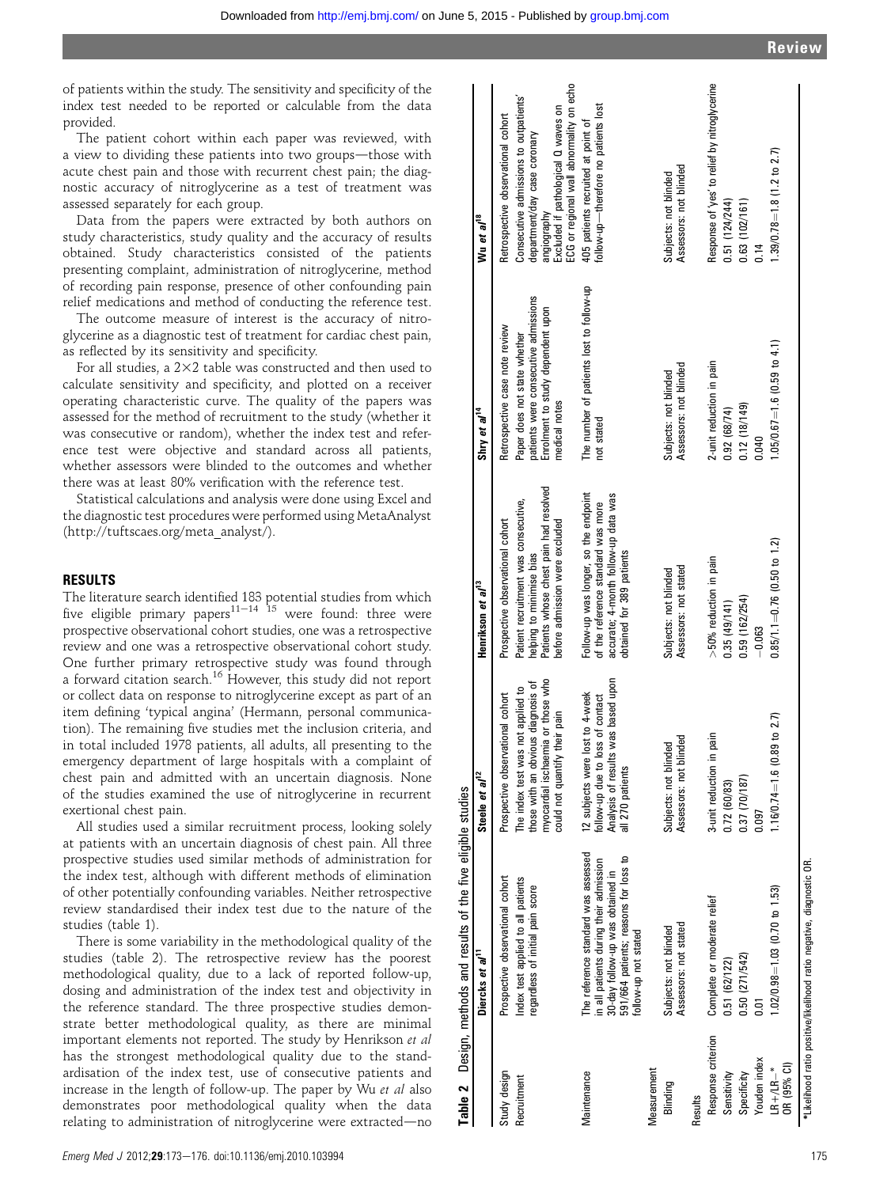of patients within the study. The sensitivity and specificity of the index test needed to be reported or calculable from the data provided.

The patient cohort within each paper was reviewed, with a view to dividing these patients into two groups—those with acute chest pain and those with recurrent chest pain; the diagnostic accuracy of nitroglycerine as a test of treatment was assessed separately for each group.

Data from the papers were extracted by both authors on study characteristics, study quality and the accuracy of results obtained. Study characteristics consisted of the patients presenting complaint, administration of nitroglycerine, method of recording pain response, presence of other confounding pain relief medications and method of conducting the reference test.

The outcome measure of interest is the accuracy of nitroglycerine as a diagnostic test of treatment for cardiac chest pain, as reflected by its sensitivity and specificity.

For all studies, a 2×2 table was constructed and then used to calculate sensitivity and specificity, and plotted on a receiver operating characteristic curve. The quality of the papers was assessed for the method of recruitment to the study (whether it was consecutive or random), whether the index test and reference test were objective and standard across all patients, whether assessors were blinded to the outcomes and whether there was at least 80% verification with the reference test.

Statistical calculations and analysis were done using Excel and the diagnostic test procedures were performed using MetaAnalyst (http://tuftscaes.org/meta_analyst/).

## RESULTS

The literature search identified 183 potential studies from which five eligible primary papers[11–14 15] were found: three were prospective observational cohort studies, one was a retrospective review and one was a retrospective observational cohort study. One further primary retrospective study was found through a forward citation search.[16] However, this study did not report or collect data on response to nitroglycerine except as part of an item defining 'typical angina' (Hermann, personal communication). The remaining five studies met the inclusion criteria, and in total included 1978 patients, all adults, all presenting to the emergency department of large hospitals with a complaint of chest pain and admitted with an uncertain diagnosis. None of the studies examined the use of nitroglycerine in recurrent exertional chest pain.

All studies used a similar recruitment process, looking solely at patients with an uncertain diagnosis of chest pain. All three prospective studies used similar methods of administration for the index test, although with different methods of elimination of other potentially confounding variables. Neither retrospective review standardised their index test due to the nature of the studies (table 1).

There is some variability in the methodological quality of the studies (table 2). The retrospective review has the poorest methodological quality, due to a lack of reported follow-up, dosing and administration of the index test and objectivity in the reference standard. The three prospective studies demonstrate better methodological quality, as there are minimal important elements not reported. The study by Henrikson *et al* has the strongest methodological quality due to the standardisation of the index test, use of consecutive patients and increase in the length of follow-up. The paper by Wu *et al* also demonstrates poor methodological quality when the data relating to administration of nitroglycerine were extracted—no

**Table 2** Design, methods and results of the five eligible studies

| | Diercks *et al*[11] | Steele *et al*[12] | Henrikson *et al*[13] | Shry *et al*[14] | Wu *et al*[15] |
|---|---|---|---|---|---|
| Study design | Prospective observational cohort | Prospective observational cohort | Prospective observational cohort | Retrospective case note review | Retrospective observational cohort |
| Recruitment | Index test applied to all patients regardless of initial pain score | The index test was not applied to those with an obvious diagnosis of myocardial ischaemia or those who could not quantify their pain | Patient recruitment was consecutive, helping to minimise bias<br>Patients whose chest pain had resolved before admission were excluded | Paper does not state whether patients were consecutive admissions<br>Enrolment to study dependent upon medical notes | Consecutive admissions to outpatients' department/day case coronary angiography<br>Excluded if pathological Q waves on ECG or regional wall abnormality on echo |
| Maintenance | The reference standard was assessed in all patients during their admission<br>30-day follow-up was obtained in 591/664 patients; reasons for loss to follow-up not stated | 12 subjects were lost to 4-week follow-up due to loss of contact<br>Analysis of results was based upon all 270 patients | Follow-up was longer, so the endpoint of the reference standard was more accurate; 4-month follow-up data was obtained for 389 patients | The number of patients lost to follow-up not stated | 405 patients recruited at point of follow-up—therefore no patients lost |
| **Measurement** | | | | | |
| Blinding | Subjects: not blinded<br>Assessors: not stated | Subjects: not blinded<br>Assessors: not blinded | Subjects: not blinded<br>Assessors: not stated | Subjects: not blinded<br>Assessors: not blinded | Subjects: not blinded<br>Assessors: not blinded |
| **Results** | | | | | |
| Response criterion | Complete or moderate relief | 3-unit reduction in pain | >50% reduction in pain | 2-unit reduction in pain | Response of 'yes' to relief by nitroglycerine |
| Sensitivity | 0.51 (62/122) | 0.72 (60/83) | 0.35 (49/141) | 0.92 (68/74) | 0.51 (124/244) |
| Specificity | 0.50 (271/542) | 0.37 (70/187) | 0.59 (162/254) | 0.12 (18/149) | 0.63 (102/161) |
| Youden index | 0.01 | 0.097 | −0.063 | 0.040 | 0.14 |
| LR+/LR−*<br>OR (95% CI) | 1.02/0.98=1.03 (0.70 to 1.53) | 1.16/0.74=1.6 (0.89 to 2.7) | 0.85/1.1=0.76 (0.50 to 1.2) | 1.05/0.67=1.6 (0.59 to 4.1) | 1.39/0.78=1.8 (1.2 to 2.7) |

*Likelihood ratio positive/likelihood ratio negative, diagnostic OR.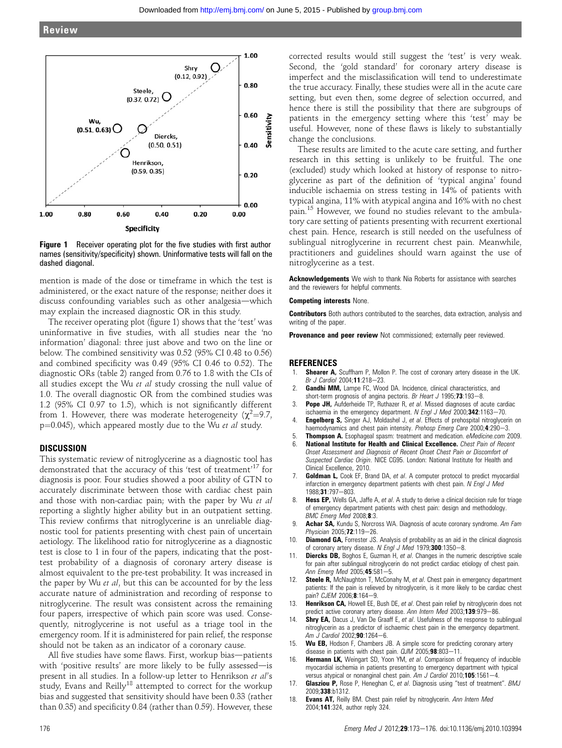Figure 1 Receiver operating plot for the five studies with first author names (sensitivity/specificity) shown. Uninformative tests will fall on the dashed diagonal.

mention is made of the dose or timeframe in which the test is administered, or the exact nature of the response; neither does it discuss confounding variables such as other analgesia—which may explain the increased diagnostic OR in this study.

The receiver operating plot (figure 1) shows that the 'test' was uninformative in five studies, with all studies near the 'no information' diagonal: three just above and two on the line or below. The combined sensitivity was 0.52 (95% CI 0.48 to 0.56) and combined specificity was 0.49 (95% CI 0.46 to 0.52). The diagnostic ORs (table 2) ranged from 0.76 to 1.8 with the CIs of all studies except the Wu *et al* study crossing the null value of 1.0. The overall diagnostic OR from the combined studies was 1.2 (95% CI 0.97 to 1.5), which is not significantly different from 1. However, there was moderate heterogeneity ($\chi^2$=9.7, p=0.045), which appeared mostly due to the Wu *et al* study.

## DISCUSSION

This systematic review of nitroglycerine as a diagnostic tool has demonstrated that the accuracy of this 'test of treatment'[17] for diagnosis is poor. Four studies showed a poor ability of GTN to accurately discriminate between those with cardiac chest pain and those with non-cardiac pain; with the paper by Wu *et al* reporting a slightly higher ability but in an outpatient setting. This review confirms that nitroglycerine is an unreliable diagnostic tool for patients presenting with chest pain of uncertain aetiology. The likelihood ratio for nitroglycerine as a diagnostic test is close to 1 in four of the papers, indicating that the post-test probability of a diagnosis of coronary artery disease is almost equivalent to the pre-test probability. It was increased in the paper by Wu *et al*, but this can be accounted for by the less accurate nature of administration and recording of response to nitroglycerine. The result was consistent across the remaining four papers, irrespective of which pain score was used. Consequently, nitroglycerine is not useful as a triage tool in the emergency room. If it is administered for pain relief, the response should not be taken as an indicator of a coronary cause.

All five studies have some flaws. First, workup bias—patients with 'positive results' are more likely to be fully assessed—is present in all studies. In a follow-up letter to Henrikson *et al*'s study, Evans and Reilly[18] attempted to correct for the workup bias and suggested that sensitivity should have been 0.33 (rather than 0.35) and specificity 0.84 (rather than 0.59). However, these corrected results would still suggest the 'test' is very weak. Second, the 'gold standard' for coronary artery disease is imperfect and the misclassification will tend to underestimate the true accuracy. Finally, these studies were all in the acute care setting, but even then, some degree of selection occurred, and hence there is still the possibility that there are subgroups of patients in the emergency setting where this 'test' may be useful. However, none of these flaws is likely to substantially change the conclusions.

These results are limited to the acute care setting, and further research in this setting is unlikely to be fruitful. The one (excluded) study which looked at history of response to nitroglycerine as part of the definition of 'typical angina' found inducible ischaemia on stress testing in 14% of patients with typical angina, 11% with atypical angina and 16% with no chest pain.[15] However, we found no studies relevant to the ambulatory care setting of patients presenting with recurrent exertional chest pain. Hence, research is still needed on the usefulness of sublingual nitroglycerine in recurrent chest pain. Meanwhile, practitioners and guidelines should warn against the use of nitroglycerine as a test.

**Acknowledgements** We wish to thank Nia Roberts for assistance with searches and the reviewers for helpful comments.

**Competing interests** None.

**Contributors** Both authors contributed to the searches, data extraction, analysis and writing of the paper.

**Provenance and peer review** Not commissioned; externally peer reviewed.

## REFERENCES

1. **Shearer A,** Scuffham P, Mollon P. The cost of coronary artery disease in the UK. *Br J Cardiol* 2004;**11**:218—23.
2. **Gandhi MM,** Lampe FC, Wood DA. Incidence, clinical characteristics, and short-term prognosis of angina pectoris. *Br Heart J* 1995;**73**:193—8.
3. **Pope JH,** Aufderheide TP, Ruthazer R, *et al*. Missed diagnoses of acute cardiac ischaemia in the emergency department. *N Engl J Med* 2000;**342**:1163—70.
4. **Engelberg S,** Singer AJ, Moldashel J, *et al*. Effects of prehospital nitroglycerin on haemodynamics and chest pain intensity. *Prehosp Emerg Care* 2000;**4**:290—3.
5. **Thompson A.** Esophageal spasm: treatment and medication. *eMedicine.com* 2009.
6. **National Institute for Health and Clinical Excellence.** *Chest Pain of Recent Onset Assessment and Diagnosis of Recent Onset Chest Pain or Discomfort of Suspected Cardiac Origin*. NICE CG95. London: National Institute for Health and Clinical Excellence, 2010.
7. **Goldman L,** Cook EF, Brand DA, *et al*. A computer protocol to predict myocardial infarction in emergency department patients with chest pain. *N Engl J Med* 1988;**31**:797—803.
8. **Hess EP,** Wells GA, Jaffe A, *et al*. A study to derive a clinical decision rule for triage of emergency department patients with chest pain: design and methodology. *BMC Emerg Med* 2008;**8**:3.
9. **Achar SA,** Kundu S, Norcross WA. Diagnosis of acute coronary syndrome. *Am Fam Physician* 2005;**72**:119—26.
10. **Diamond GA,** Forrester JS. Analysis of probability as an aid in the clinical diagnosis of coronary artery disease. *N Engl J Med* 1979;**300**:1350—8.
11. **Diercks DB,** Boghos E, Guzman H, *et al*. Changes in the numeric descriptive scale for pain after sublingual nitroglycerin do not predict cardiac etiology of chest pain. *Ann Emerg Med* 2005;**45**:581—5.
12. **Steele R,** McNaughton T, McConahy M, *et al*. Chest pain in emergency department patients: If the pain is relieved by nitroglycerin, is it more likely to be cardiac chest pain? *CJEM* 2006;**8**:164—9.
13. **Henrikson CA,** Howell EE, Bush DE, *et al*. Chest pain relief by nitroglycerin does not predict active coronary artery disease. *Ann Intern Med* 2003;**139**:979—86.
14. **Shry EA,** Dacus J, Van De Graaff E, *et al*. Usefulness of the response to sublingual nitroglycerin as a predictor of ischaemic chest pain in the emergency department. *Am J Cardiol* 2002;**90**:1264—6.
15. **Wu EB,** Hodson F, Chambers JB. A simple score for predicting coronary artery disease in patients with chest pain. *QJM* 2005;**98**:803—11.
16. **Hermann LK,** Weingart SD, Yoon YM, *et al*. Comparison of frequency of inducible myocardial ischemia in patients presenting to emergency department with typical versus atypical or nonanginal chest pain. *Am J Cardiol* 2010;**105**:1561—4.
17. **Glasziou P,** Rose P, Heneghan C, *et al*. Diagnosis using "test of treatment". *BMJ* 2009;**338**:b1312.
18. **Evans AT,** Reilly BM. Chest pain relief by nitroglycerin. *Ann Intern Med* 2004;**141**:324, author reply 324.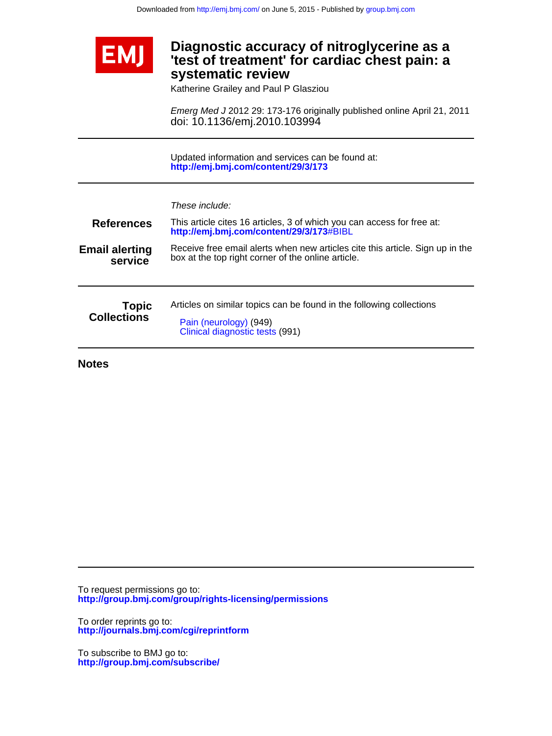Downloaded from http://emj.bmj.com/ on June 5, 2015 - Published by group.bmj.com

EMJ

# Diagnostic accuracy of nitroglycerine as a 'test of treatment' for cardiac chest pain: a systematic review

Katherine Grailey and Paul P Glasziou

*Emerg Med J* 2012 29: 173-176 originally published online April 21, 2011
doi: 10.1136/emj.2010.103994

Updated information and services can be found at:
**http://emj.bmj.com/content/29/3/173**

*These include:*

**References**

This article cites 16 articles, 3 of which you can access for free at:
**http://emj.bmj.com/content/29/3/173**#BIBL

**Email alerting service**

Receive free email alerts when new articles cite this article. Sign up in the box at the top right corner of the online article.

**Topic Collections**

Articles on similar topics can be found in the following collections

Pain (neurology) (949)
Clinical diagnostic tests (991)

## Notes

To request permissions go to:
**http://group.bmj.com/group/rights-licensing/permissions**

To order reprints go to:
**http://journals.bmj.com/cgi/reprintform**

To subscribe to BMJ go to:
**http://group.bmj.com/subscribe/**